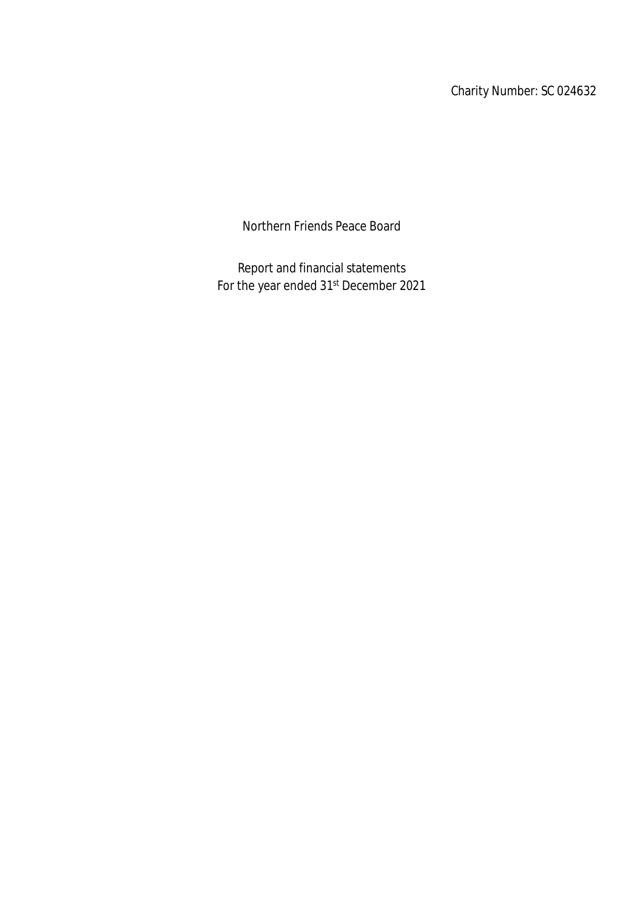Charity Number: SC 024632

# Northern Friends Peace Board

Report and financial statements
For the year ended 31st December 2021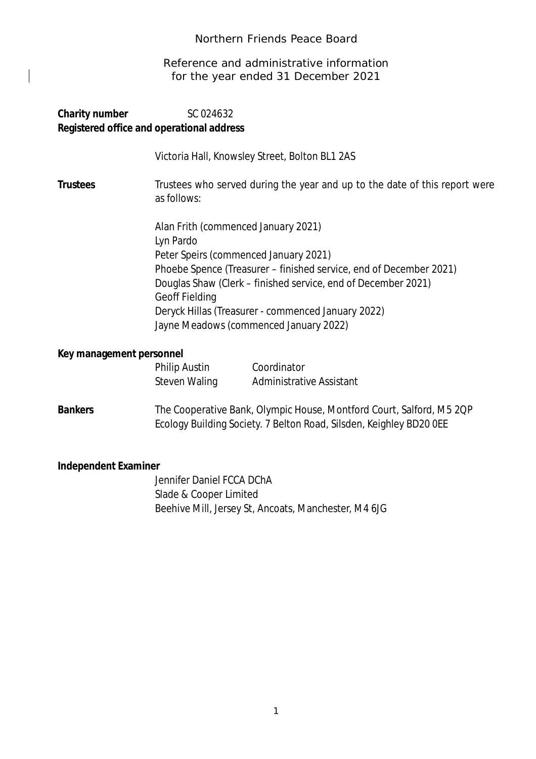# Northern Friends Peace Board

## Reference and administrative information for the year ended 31 December 2021

**Charity number** SC 024632

**Registered office and operational address**

Victoria Hall, Knowsley Street, Bolton BL1 2AS

**Trustees**

Trustees who served during the year and up to the date of this report were as follows:

Alan Frith (commenced January 2021)
Lyn Pardo
Peter Speirs (commenced January 2021)
Phoebe Spence (Treasurer – finished service, end of December 2021)
Douglas Shaw (Clerk – finished service, end of December 2021)
Geoff Fielding
Deryck Hillas (Treasurer - commenced January 2022)
Jayne Meadows (commenced January 2022)

**Key management personnel**

| | |
|---|---|
| Philip Austin | Coordinator |
| Steven Waling | Administrative Assistant |

**Bankers**

The Cooperative Bank, Olympic House, Montford Court, Salford, M5 2QP
Ecology Building Society. 7 Belton Road, Silsden, Keighley BD20 0EE

**Independent Examiner**

Jennifer Daniel FCCA DChA
Slade & Cooper Limited
Beehive Mill, Jersey St, Ancoats, Manchester, M4 6JG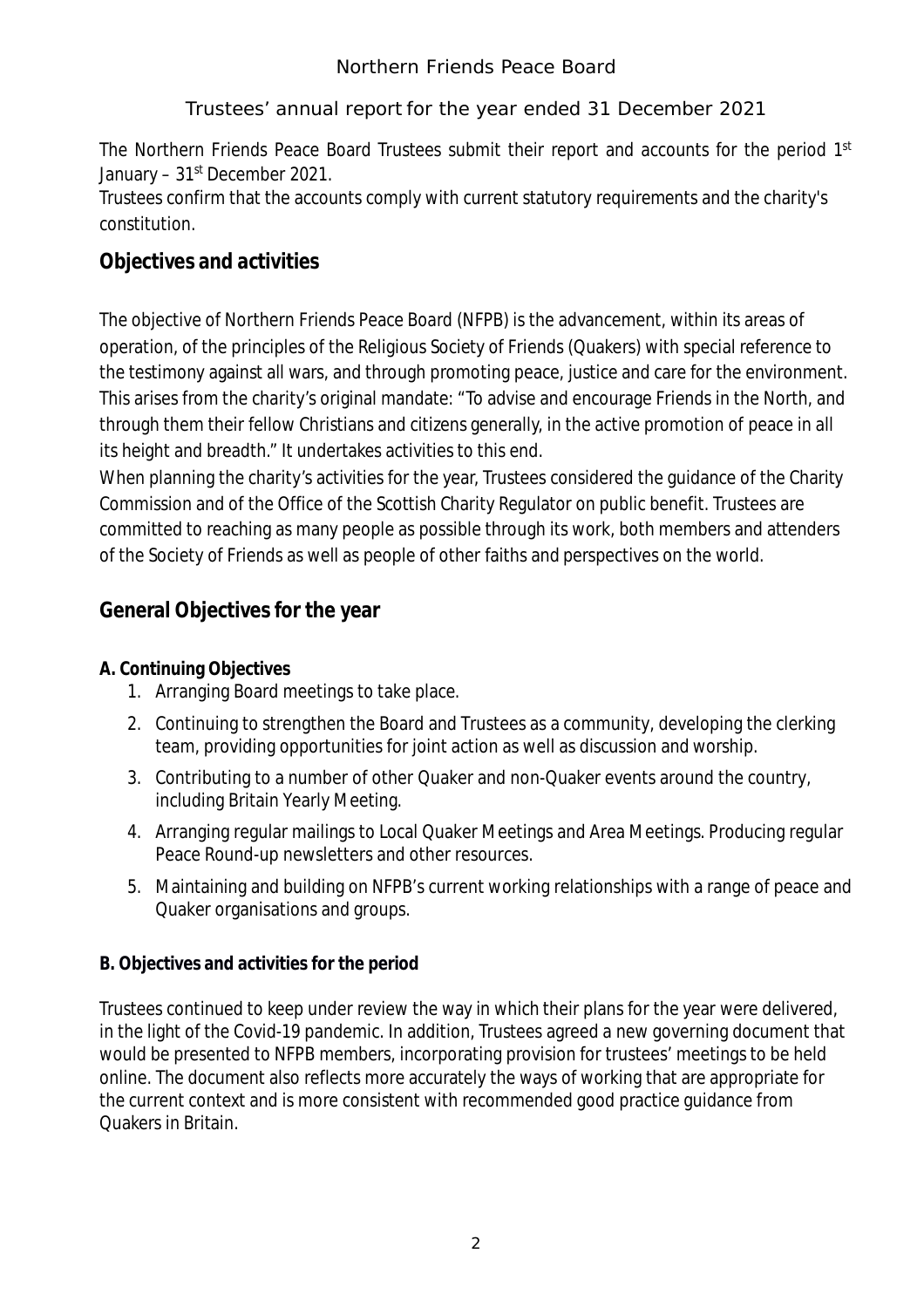Northern Friends Peace Board

Trustees' annual report for the year ended 31 December 2021

The Northern Friends Peace Board Trustees submit their report and accounts for the period 1st January – 31st December 2021.

Trustees confirm that the accounts comply with current statutory requirements and the charity's constitution.

## Objectives and activities

The objective of Northern Friends Peace Board (NFPB) is the advancement, within its areas of operation, of the principles of the Religious Society of Friends (Quakers) with special reference to the testimony against all wars, and through promoting peace, justice and care for the environment. This arises from the charity's original mandate: "To advise and encourage Friends in the North, and through them their fellow Christians and citizens generally, in the active promotion of peace in all its height and breadth." It undertakes activities to this end.

When planning the charity's activities for the year, Trustees considered the guidance of the Charity Commission and of the Office of the Scottish Charity Regulator on public benefit. Trustees are committed to reaching as many people as possible through its work, both members and attenders of the Society of Friends as well as people of other faiths and perspectives on the world.

## General Objectives for the year

**A. Continuing Objectives**

1. Arranging Board meetings to take place.
2. Continuing to strengthen the Board and Trustees as a community, developing the clerking team, providing opportunities for joint action as well as discussion and worship.
3. Contributing to a number of other Quaker and non-Quaker events around the country, including Britain Yearly Meeting.
4. Arranging regular mailings to Local Quaker Meetings and Area Meetings. Producing regular Peace Round-up newsletters and other resources.
5. Maintaining and building on NFPB's current working relationships with a range of peace and Quaker organisations and groups.

**B. Objectives and activities for the period**

Trustees continued to keep under review the way in which their plans for the year were delivered, in the light of the Covid-19 pandemic. In addition, Trustees agreed a new governing document that would be presented to NFPB members, incorporating provision for trustees' meetings to be held online. The document also reflects more accurately the ways of working that are appropriate for the current context and is more consistent with recommended good practice guidance from Quakers in Britain.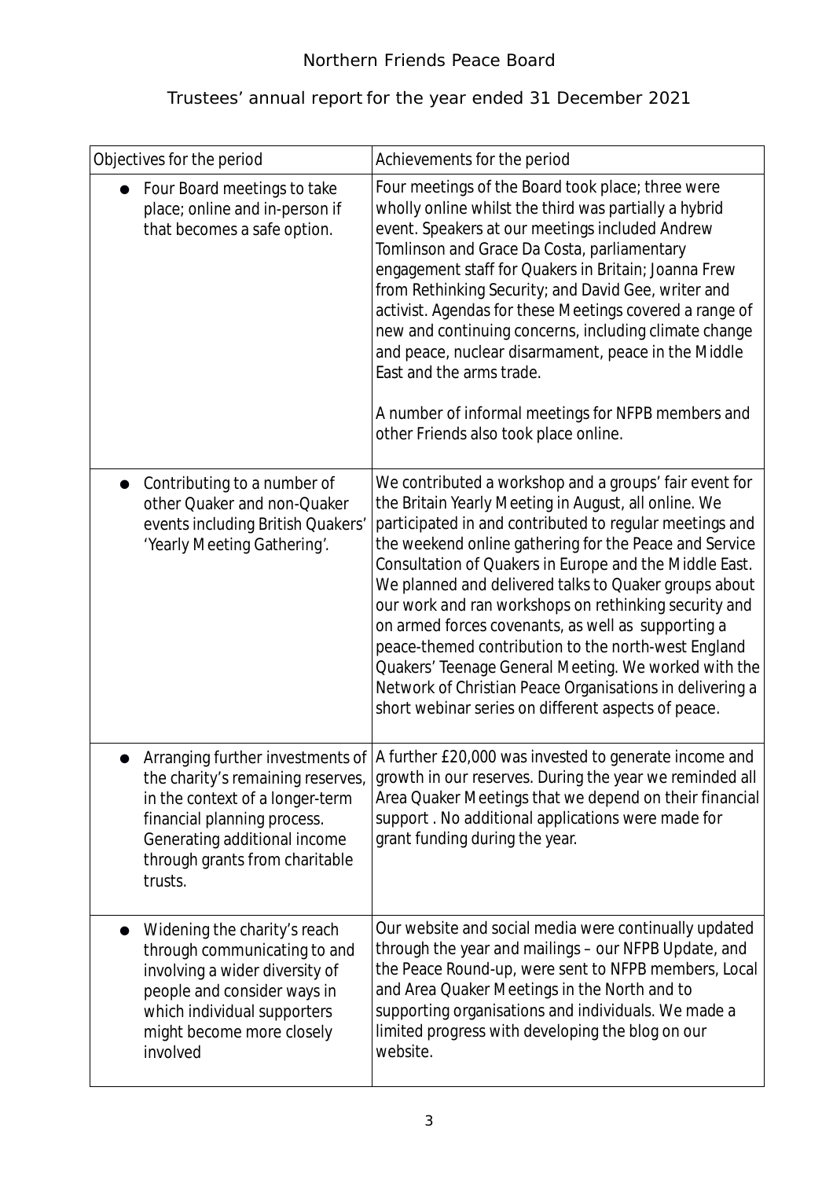Northern Friends Peace Board

Trustees' annual report for the year ended 31 December 2021

| Objectives for the period | Achievements for the period |
|---|---|
| • Four Board meetings to take place; online and in-person if that becomes a safe option. | Four meetings of the Board took place; three were wholly online whilst the third was partially a hybrid event. Speakers at our meetings included Andrew Tomlinson and Grace Da Costa, parliamentary engagement staff for Quakers in Britain; Joanna Frew from Rethinking Security; and David Gee, writer and activist. Agendas for these Meetings covered a range of new and continuing concerns, including climate change and peace, nuclear disarmament, peace in the Middle East and the arms trade.<br><br>A number of informal meetings for NFPB members and other Friends also took place online. |
| • Contributing to a number of other Quaker and non-Quaker events including British Quakers' 'Yearly Meeting Gathering'. | We contributed a workshop and a groups' fair event for the Britain Yearly Meeting in August, all online. We participated in and contributed to regular meetings and the weekend online gathering for the Peace and Service Consultation of Quakers in Europe and the Middle East. We planned and delivered talks to Quaker groups about our work and ran workshops on rethinking security and on armed forces covenants, as well as supporting a peace-themed contribution to the north-west England Quakers' Teenage General Meeting. We worked with the Network of Christian Peace Organisations in delivering a short webinar series on different aspects of peace. |
| • Arranging further investments of the charity's remaining reserves, in the context of a longer-term financial planning process. Generating additional income through grants from charitable trusts. | A further £20,000 was invested to generate income and growth in our reserves. During the year we reminded all Area Quaker Meetings that we depend on their financial support . No additional applications were made for grant funding during the year. |
| • Widening the charity's reach through communicating to and involving a wider diversity of people and consider ways in which individual supporters might become more closely involved | Our website and social media were continually updated through the year and mailings – our NFPB Update, and the Peace Round-up, were sent to NFPB members, Local and Area Quaker Meetings in the North and to supporting organisations and individuals. We made a limited progress with developing the blog on our website. |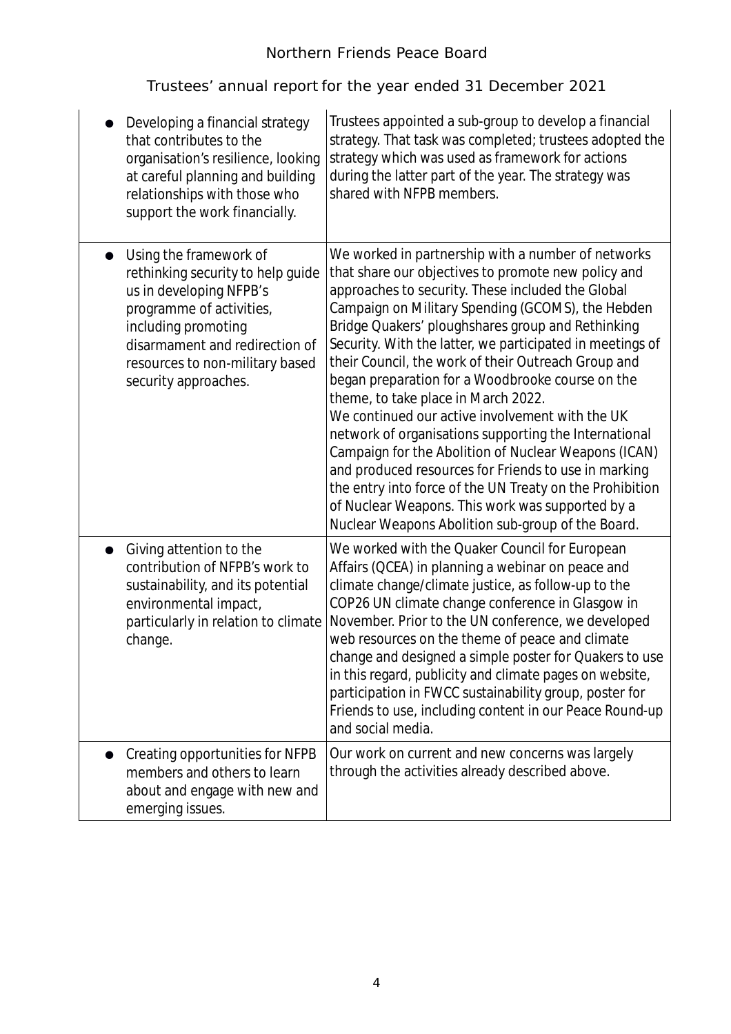| | |
|---|---|
| ● Developing a financial strategy that contributes to the organisation's resilience, looking at careful planning and building relationships with those who support the work financially. | Trustees appointed a sub-group to develop a financial strategy. That task was completed; trustees adopted the strategy which was used as framework for actions during the latter part of the year. The strategy was shared with NFPB members. |
| ● Using the framework of rethinking security to help guide us in developing NFPB's programme of activities, including promoting disarmament and redirection of resources to non-military based security approaches. | We worked in partnership with a number of networks that share our objectives to promote new policy and approaches to security. These included the Global Campaign on Military Spending (GCOMS), the Hebden Bridge Quakers' ploughshares group and Rethinking Security. With the latter, we participated in meetings of their Council, the work of their Outreach Group and began preparation for a Woodbrooke course on the theme, to take place in March 2022.<br>We continued our active involvement with the UK network of organisations supporting the International Campaign for the Abolition of Nuclear Weapons (ICAN) and produced resources for Friends to use in marking the entry into force of the UN Treaty on the Prohibition of Nuclear Weapons. This work was supported by a Nuclear Weapons Abolition sub-group of the Board. |
| ● Giving attention to the contribution of NFPB's work to sustainability, and its potential environmental impact, particularly in relation to climate change. | We worked with the Quaker Council for European Affairs (QCEA) in planning a webinar on peace and climate change/climate justice, as follow-up to the COP26 UN climate change conference in Glasgow in November. Prior to the UN conference, we developed web resources on the theme of peace and climate change and designed a simple poster for Quakers to use in this regard, publicity and climate pages on website, participation in FWCC sustainability group, poster for Friends to use, including content in our Peace Round-up and social media. |
| ● Creating opportunities for NFPB members and others to learn about and engage with new and emerging issues. | Our work on current and new concerns was largely through the activities already described above. |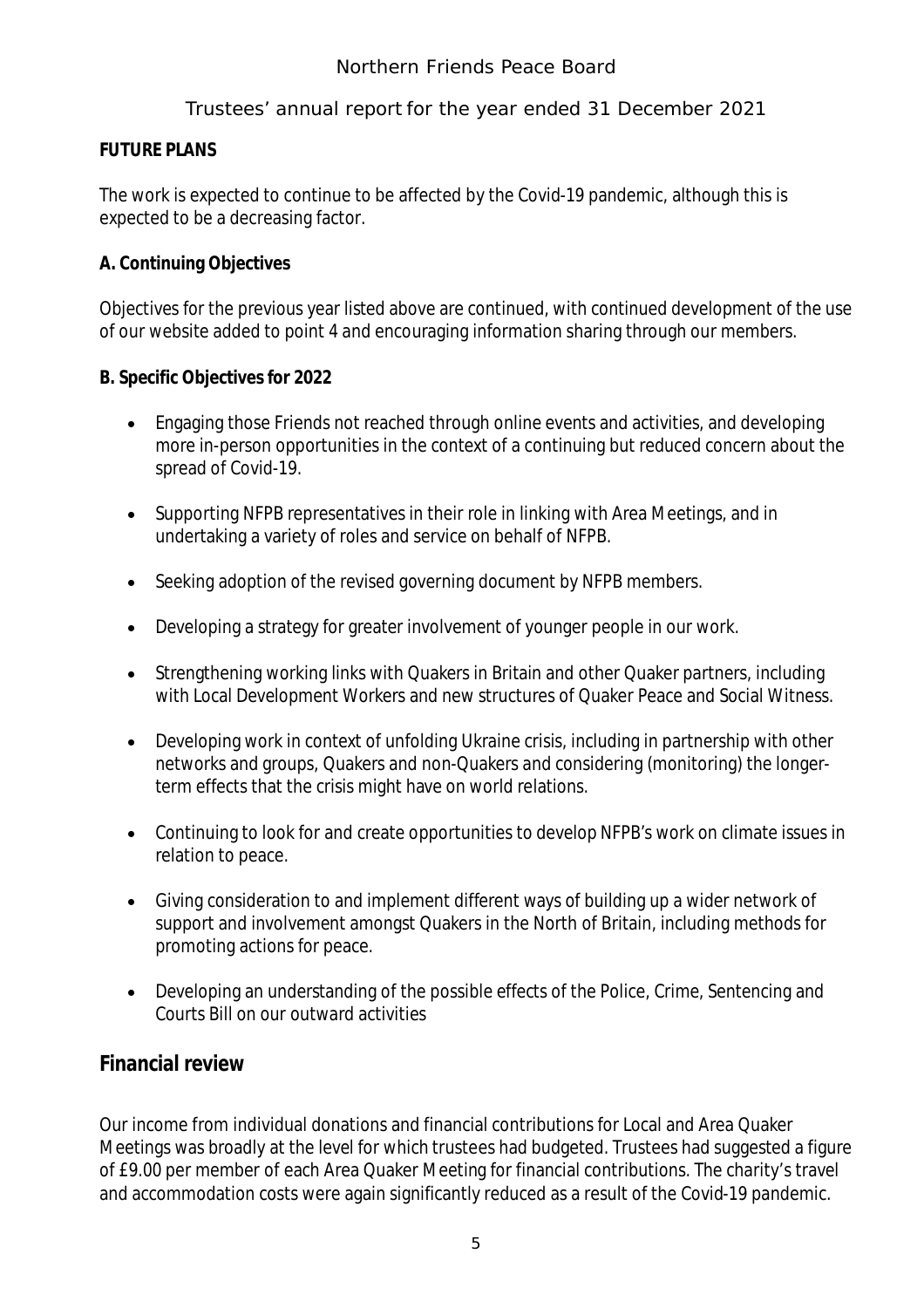**FUTURE PLANS**

The work is expected to continue to be affected by the Covid-19 pandemic, although this is expected to be a decreasing factor.

**A. Continuing Objectives**

Objectives for the previous year listed above are continued, with continued development of the use of our website added to point 4 and encouraging information sharing through our members.

**B. Specific Objectives for 2022**

- Engaging those Friends not reached through online events and activities, and developing more in-person opportunities in the context of a continuing but reduced concern about the spread of Covid-19.
- Supporting NFPB representatives in their role in linking with Area Meetings, and in undertaking a variety of roles and service on behalf of NFPB.
- Seeking adoption of the revised governing document by NFPB members.
- Developing a strategy for greater involvement of younger people in our work.
- Strengthening working links with Quakers in Britain and other Quaker partners, including with Local Development Workers and new structures of Quaker Peace and Social Witness.
- Developing work in context of unfolding Ukraine crisis, including in partnership with other networks and groups, Quakers and non-Quakers and considering (monitoring) the longer-term effects that the crisis might have on world relations.
- Continuing to look for and create opportunities to develop NFPB's work on climate issues in relation to peace.
- Giving consideration to and implement different ways of building up a wider network of support and involvement amongst Quakers in the North of Britain, including methods for promoting actions for peace.
- Developing an understanding of the possible effects of the Police, Crime, Sentencing and Courts Bill on our outward activities

## Financial review

Our income from individual donations and financial contributions for Local and Area Quaker Meetings was broadly at the level for which trustees had budgeted. Trustees had suggested a figure of £9.00 per member of each Area Quaker Meeting for financial contributions. The charity's travel and accommodation costs were again significantly reduced as a result of the Covid-19 pandemic.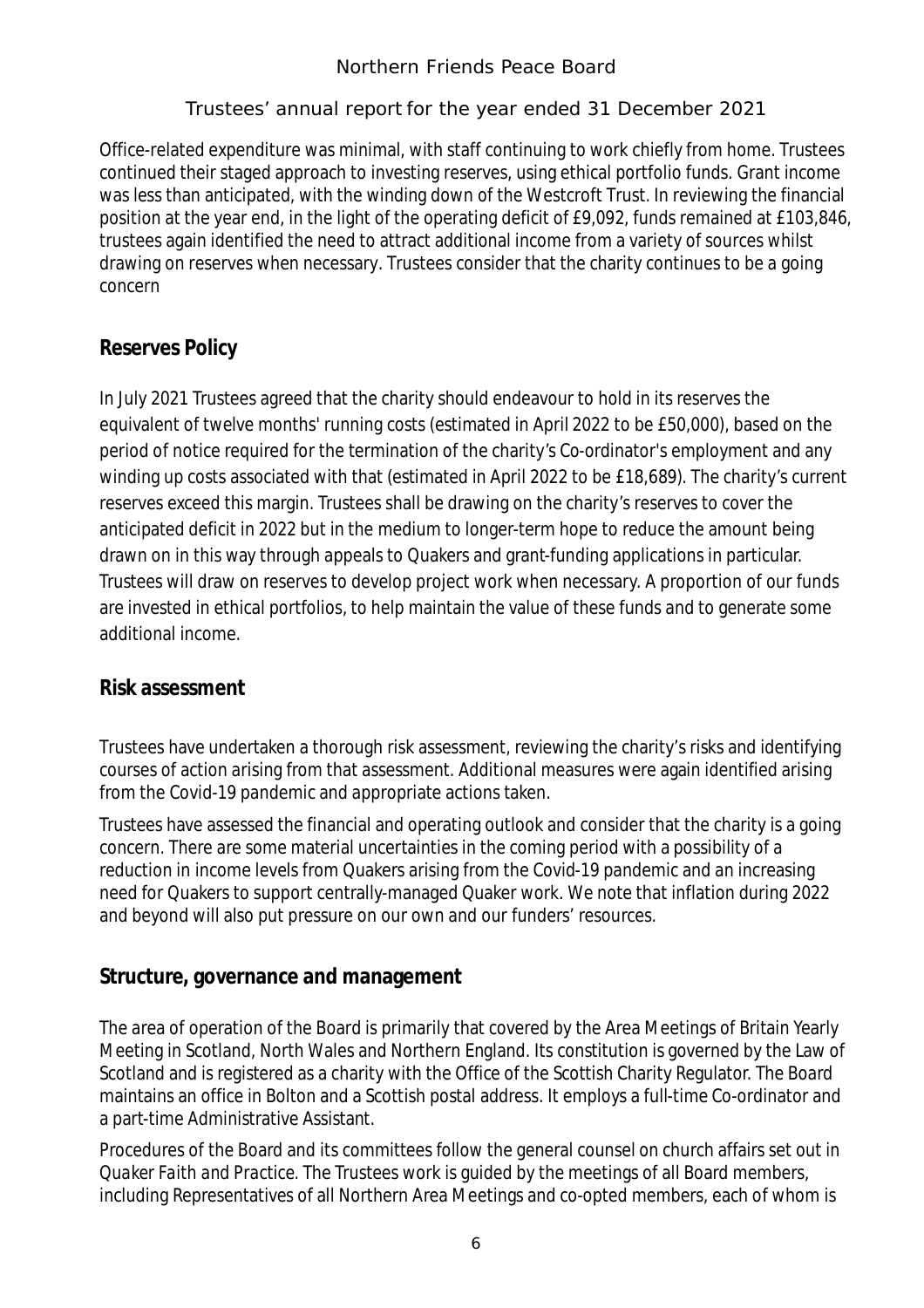Office-related expenditure was minimal, with staff continuing to work chiefly from home. Trustees continued their staged approach to investing reserves, using ethical portfolio funds. Grant income was less than anticipated, with the winding down of the Westcroft Trust. In reviewing the financial position at the year end, in the light of the operating deficit of £9,092, funds remained at £103,846, trustees again identified the need to attract additional income from a variety of sources whilst drawing on reserves when necessary. Trustees consider that the charity continues to be a going concern

## Reserves Policy

In July 2021 Trustees agreed that the charity should endeavour to hold in its reserves the equivalent of twelve months' running costs (estimated in April 2022 to be £50,000), based on the period of notice required for the termination of the charity's Co-ordinator's employment and any winding up costs associated with that (estimated in April 2022 to be £18,689). The charity's current reserves exceed this margin. Trustees shall be drawing on the charity's reserves to cover the anticipated deficit in 2022 but in the medium to longer-term hope to reduce the amount being drawn on in this way through appeals to Quakers and grant-funding applications in particular. Trustees will draw on reserves to develop project work when necessary. A proportion of our funds are invested in ethical portfolios, to help maintain the value of these funds and to generate some additional income.

## Risk assessment

Trustees have undertaken a thorough risk assessment, reviewing the charity's risks and identifying courses of action arising from that assessment. Additional measures were again identified arising from the Covid-19 pandemic and appropriate actions taken.

Trustees have assessed the financial and operating outlook and consider that the charity is a going concern. There are some material uncertainties in the coming period with a possibility of a reduction in income levels from Quakers arising from the Covid-19 pandemic and an increasing need for Quakers to support centrally-managed Quaker work. We note that inflation during 2022 and beyond will also put pressure on our own and our funders' resources.

## Structure, governance and management

The area of operation of the Board is primarily that covered by the Area Meetings of Britain Yearly Meeting in Scotland, North Wales and Northern England. Its constitution is governed by the Law of Scotland and is registered as a charity with the Office of the Scottish Charity Regulator. The Board maintains an office in Bolton and a Scottish postal address. It employs a full-time Co-ordinator and a part-time Administrative Assistant.

Procedures of the Board and its committees follow the general counsel on church affairs set out in *Quaker Faith and Practice*. The Trustees work is guided by the meetings of all Board members, including Representatives of all Northern Area Meetings and co-opted members, each of whom is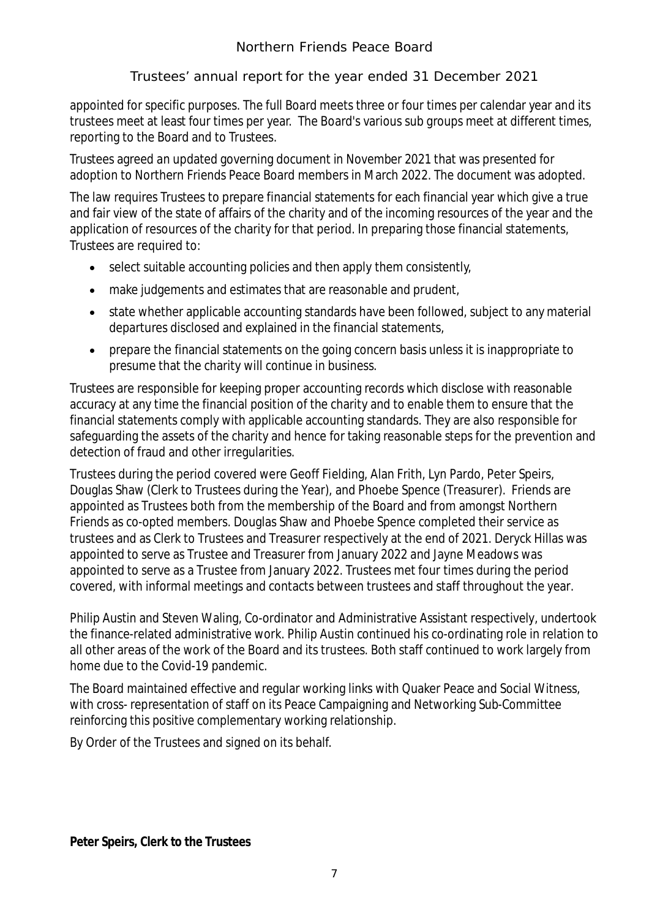appointed for specific purposes. The full Board meets three or four times per calendar year and its trustees meet at least four times per year. The Board's various sub groups meet at different times, reporting to the Board and to Trustees.

Trustees agreed an updated governing document in November 2021 that was presented for adoption to Northern Friends Peace Board members in March 2022. The document was adopted.

The law requires Trustees to prepare financial statements for each financial year which give a true and fair view of the state of affairs of the charity and of the incoming resources of the year and the application of resources of the charity for that period. In preparing those financial statements, Trustees are required to:

- select suitable accounting policies and then apply them consistently,
- make judgements and estimates that are reasonable and prudent,
- state whether applicable accounting standards have been followed, subject to any material departures disclosed and explained in the financial statements,
- prepare the financial statements on the going concern basis unless it is inappropriate to presume that the charity will continue in business.

Trustees are responsible for keeping proper accounting records which disclose with reasonable accuracy at any time the financial position of the charity and to enable them to ensure that the financial statements comply with applicable accounting standards. They are also responsible for safeguarding the assets of the charity and hence for taking reasonable steps for the prevention and detection of fraud and other irregularities.

Trustees during the period covered were Geoff Fielding, Alan Frith, Lyn Pardo, Peter Speirs, Douglas Shaw (Clerk to Trustees during the Year), and Phoebe Spence (Treasurer). Friends are appointed as Trustees both from the membership of the Board and from amongst Northern Friends as co-opted members. Douglas Shaw and Phoebe Spence completed their service as trustees and as Clerk to Trustees and Treasurer respectively at the end of 2021. Deryck Hillas was appointed to serve as Trustee and Treasurer from January 2022 and Jayne Meadows was appointed to serve as a Trustee from January 2022. Trustees met four times during the period covered, with informal meetings and contacts between trustees and staff throughout the year.

Philip Austin and Steven Waling, Co-ordinator and Administrative Assistant respectively, undertook the finance-related administrative work. Philip Austin continued his co-ordinating role in relation to all other areas of the work of the Board and its trustees. Both staff continued to work largely from home due to the Covid-19 pandemic.

The Board maintained effective and regular working links with Quaker Peace and Social Witness, with cross- representation of staff on its Peace Campaigning and Networking Sub-Committee reinforcing this positive complementary working relationship.

By Order of the Trustees and signed on its behalf.

**Peter Speirs, Clerk to the Trustees**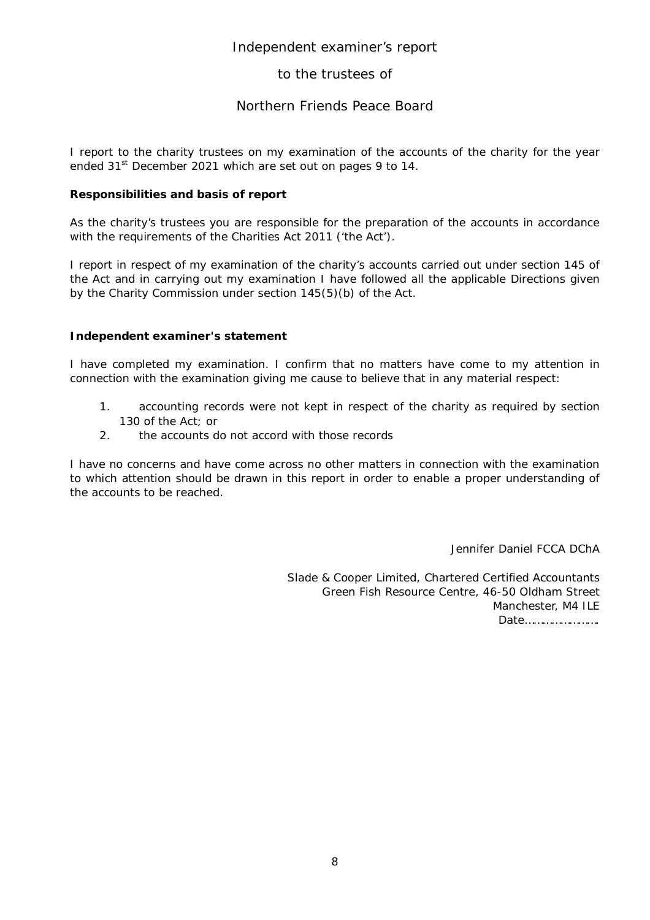# Independent examiner's report

## to the trustees of

## Northern Friends Peace Board

I report to the charity trustees on my examination of the accounts of the charity for the year ended 31st December 2021 which are set out on pages 9 to 14.

**Responsibilities and basis of report**

As the charity's trustees you are responsible for the preparation of the accounts in accordance with the requirements of the Charities Act 2011 ('the Act').

I report in respect of my examination of the charity's accounts carried out under section 145 of the Act and in carrying out my examination I have followed all the applicable Directions given by the Charity Commission under section 145(5)(b) of the Act.

**Independent examiner's statement**

I have completed my examination. I confirm that no matters have come to my attention in connection with the examination giving me cause to believe that in any material respect:

1. accounting records were not kept in respect of the charity as required by section 130 of the Act; or
2. the accounts do not accord with those records

I have no concerns and have come across no other matters in connection with the examination to which attention should be drawn in this report in order to enable a proper understanding of the accounts to be reached.

Jennifer Daniel FCCA DChA

Slade & Cooper Limited, Chartered Certified Accountants
Green Fish Resource Centre, 46-50 Oldham Street
Manchester, M4 ILE
Date……………………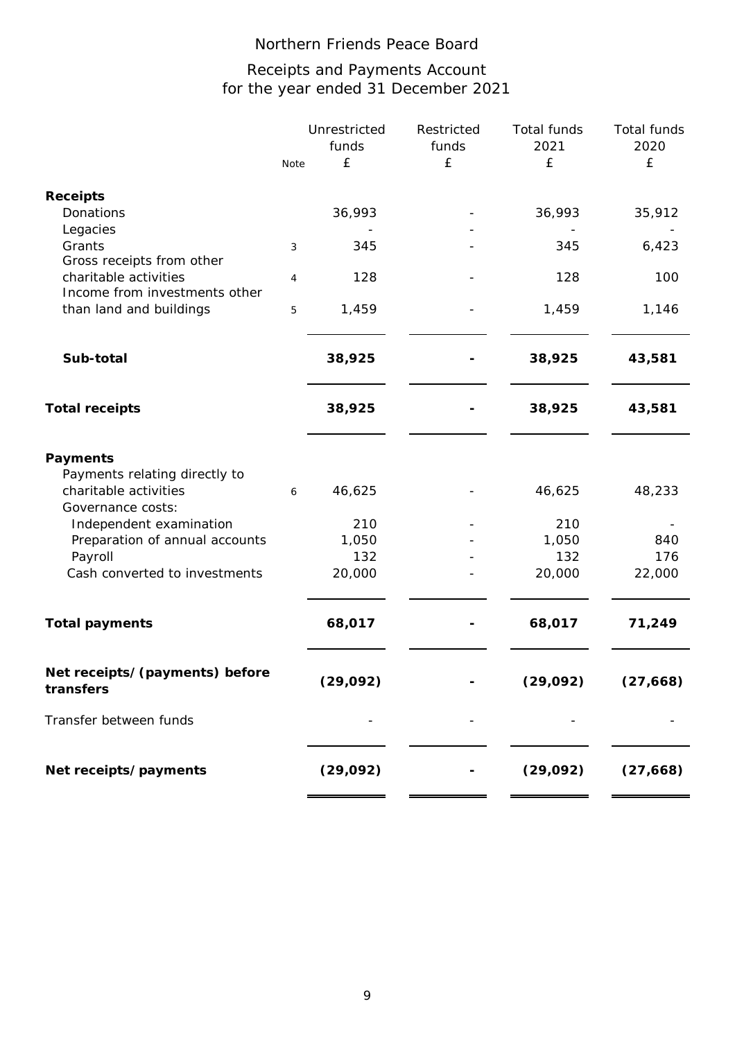# Northern Friends Peace Board

## Receipts and Payments Account
## for the year ended 31 December 2021

| | Note | Unrestricted funds £ | Restricted funds £ | Total funds 2021 £ | Total funds 2020 £ |
|---|---|---|---|---|---|
| **Receipts** | | | | | |
| Donations | | 36,993 | - | 36,993 | 35,912 |
| Legacies | | - | - | - | - |
| Grants | 3 | 345 | - | 345 | 6,423 |
| Gross receipts from other charitable activities | 4 | 128 | - | 128 | 100 |
| Income from investments other than land and buildings | 5 | 1,459 | - | 1,459 | 1,146 |
| **Sub-total** | | **38,925** | **-** | **38,925** | **43,581** |
| **Total receipts** | | **38,925** | **-** | **38,925** | **43,581** |
| **Payments** | | | | | |
| Payments relating directly to charitable activities | 6 | 46,625 | - | 46,625 | 48,233 |
| Governance costs: | | | | | |
| Independent examination | | 210 | - | 210 | - |
| Preparation of annual accounts | | 1,050 | - | 1,050 | 840 |
| Payroll | | 132 | - | 132 | 176 |
| Cash converted to investments | | 20,000 | - | 20,000 | 22,000 |
| **Total payments** | | **68,017** | **-** | **68,017** | **71,249** |
| **Net receipts/(payments) before transfers** | | **(29,092)** | **-** | **(29,092)** | **(27,668)** |
| Transfer between funds | | - | - | - | - |
| **Net receipts/payments** | | **(29,092)** | **-** | **(29,092)** | **(27,668)** |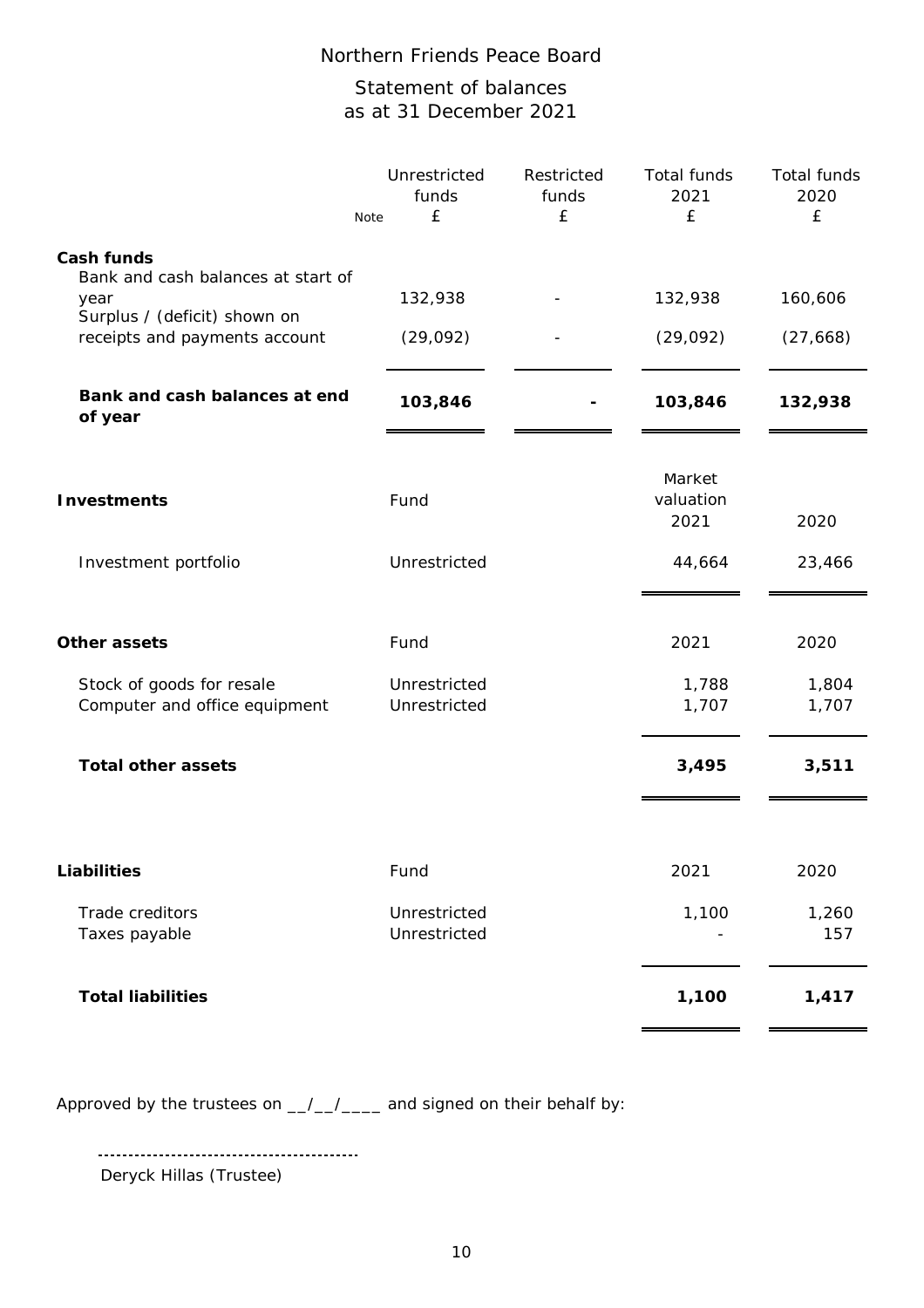# Northern Friends Peace Board

## Statement of balances
## as at 31 December 2021

| | Note | Unrestricted funds £ | Restricted funds £ | Total funds 2021 £ | Total funds 2020 £ |
|---|---|---|---|---|---|
| **Cash funds** | | | | | |
| Bank and cash balances at start of year | | 132,938 | - | 132,938 | 160,606 |
| Surplus / (deficit) shown on receipts and payments account | | (29,092) | - | (29,092) | (27,668) |
| **Bank and cash balances at end of year** | | **103,846** | **-** | **103,846** | **132,938** |

| **Investments** | Fund | Market valuation 2021 | 2020 |
|---|---|---|---|
| Investment portfolio | Unrestricted | 44,664 | 23,466 |

| **Other assets** | Fund | 2021 | 2020 |
|---|---|---|---|
| Stock of goods for resale | Unrestricted | 1,788 | 1,804 |
| Computer and office equipment | Unrestricted | 1,707 | 1,707 |
| **Total other assets** | | **3,495** | **3,511** |

| **Liabilities** | Fund | 2021 | 2020 |
|---|---|---|---|
| Trade creditors | Unrestricted | 1,100 | 1,260 |
| Taxes payable | Unrestricted | - | 157 |
| **Total liabilities** | | **1,100** | **1,417** |

Approved by the trustees on __/__/____ and signed on their behalf by:

---------------------------------------------

Deryck Hillas (Trustee)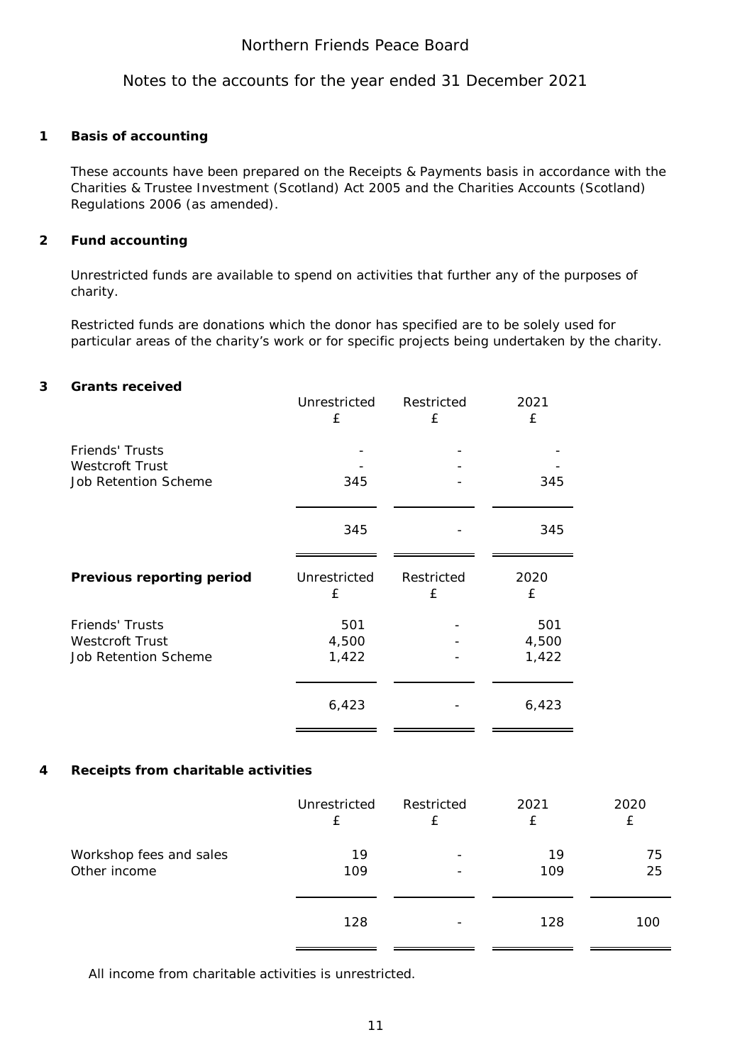# Northern Friends Peace Board

## Notes to the accounts for the year ended 31 December 2021

### 1 Basis of accounting

These accounts have been prepared on the Receipts & Payments basis in accordance with the Charities & Trustee Investment (Scotland) Act 2005 and the Charities Accounts (Scotland) Regulations 2006 (as amended).

### 2 Fund accounting

Unrestricted funds are available to spend on activities that further any of the purposes of charity.

Restricted funds are donations which the donor has specified are to be solely used for particular areas of the charity's work or for specific projects being undertaken by the charity.

### 3 Grants received

| | Unrestricted £ | Restricted £ | 2021 £ |
|---|---|---|---|
| Friends' Trusts | - | - | - |
| Westcroft Trust | - | - | - |
| Job Retention Scheme | 345 | - | 345 |
| | 345 | - | 345 |

| **Previous reporting period** | Unrestricted £ | Restricted £ | 2020 £ |
|---|---|---|---|
| Friends' Trusts | 501 | - | 501 |
| Westcroft Trust | 4,500 | - | 4,500 |
| Job Retention Scheme | 1,422 | - | 1,422 |
| | 6,423 | - | 6,423 |

### 4 Receipts from charitable activities

| | Unrestricted £ | Restricted £ | 2021 £ | 2020 £ |
|---|---|---|---|---|
| Workshop fees and sales | 19 | - | 19 | 75 |
| Other income | 109 | - | 109 | 25 |
| | 128 | - | 128 | 100 |

All income from charitable activities is unrestricted.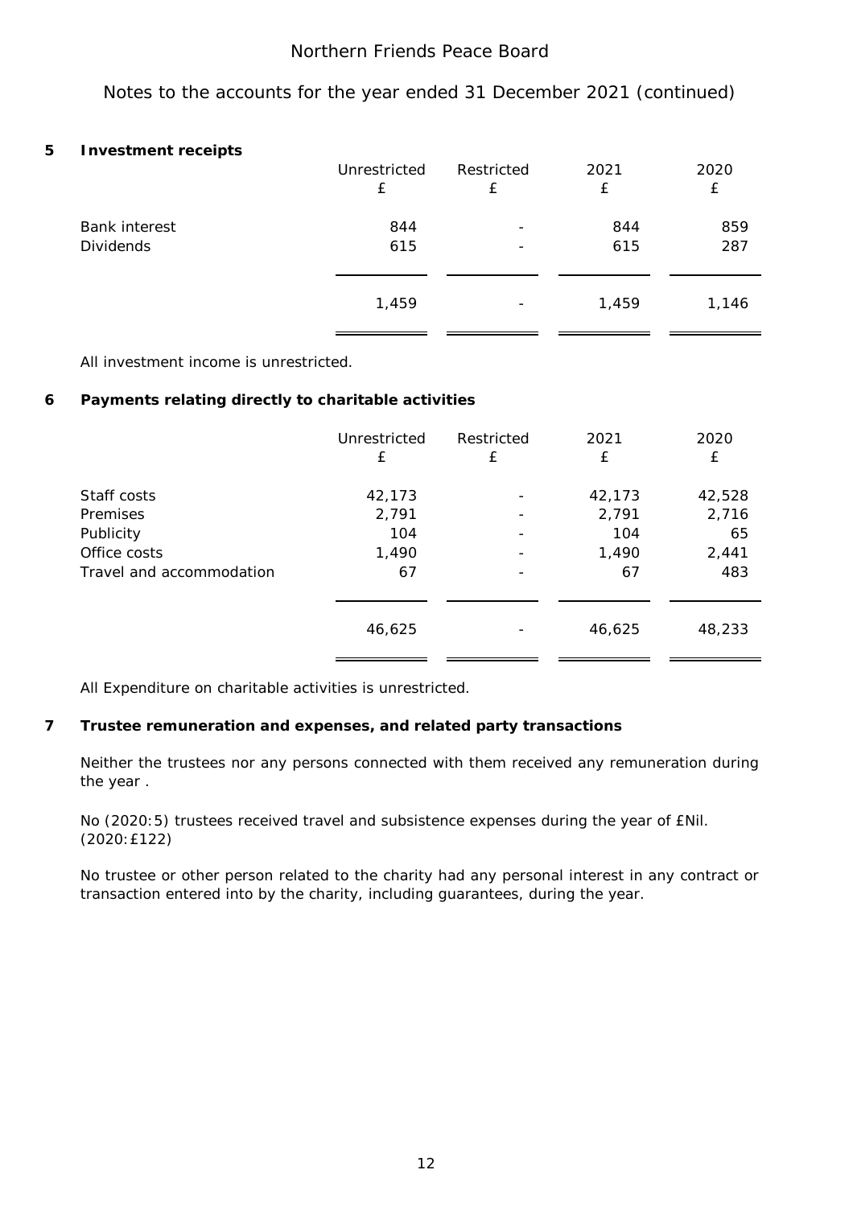# Northern Friends Peace Board

## Notes to the accounts for the year ended 31 December 2021 (continued)

### 5 Investment receipts

| | Unrestricted £ | Restricted £ | 2021 £ | 2020 £ |
|---|---|---|---|---|
| Bank interest | 844 | - | 844 | 859 |
| Dividends | 615 | - | 615 | 287 |
| | 1,459 | - | 1,459 | 1,146 |

All investment income is unrestricted.

### 6 Payments relating directly to charitable activities

| | Unrestricted £ | Restricted £ | 2021 £ | 2020 £ |
|---|---|---|---|---|
| Staff costs | 42,173 | - | 42,173 | 42,528 |
| Premises | 2,791 | - | 2,791 | 2,716 |
| Publicity | 104 | - | 104 | 65 |
| Office costs | 1,490 | - | 1,490 | 2,441 |
| Travel and accommodation | 67 | - | 67 | 483 |
| | 46,625 | - | 46,625 | 48,233 |

All Expenditure on charitable activities is unrestricted.

### 7 Trustee remuneration and expenses, and related party transactions

Neither the trustees nor any persons connected with them received any remuneration during the year .

No (2020:5) trustees received travel and subsistence expenses during the year of £Nil. (2020:£122)

No trustee or other person related to the charity had any personal interest in any contract or transaction entered into by the charity, including guarantees, during the year.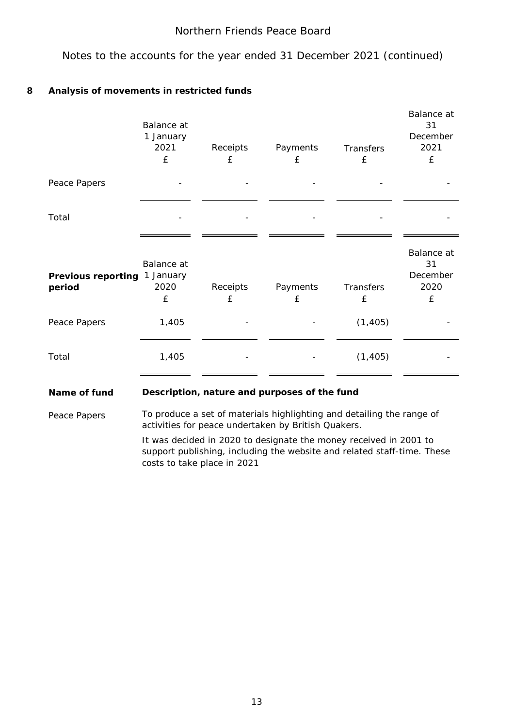Northern Friends Peace Board

Notes to the accounts for the year ended 31 December 2021 (continued)

## 8 Analysis of movements in restricted funds

| | Balance at 1 January 2021 £ | Receipts £ | Payments £ | Transfers £ | Balance at 31 December 2021 £ |
|---|---|---|---|---|---|
| Peace Papers | - | - | - | - | - |
| Total | - | - | - | - | - |

| **Previous reporting period** | Balance at 1 January 2020 £ | Receipts £ | Payments £ | Transfers £ | Balance at 31 December 2020 £ |
|---|---|---|---|---|---|
| Peace Papers | 1,405 | - | - | (1,405) | - |
| Total | 1,405 | - | - | (1,405) | - |

| **Name of fund** | **Description, nature and purposes of the fund** |
|---|---|
| Peace Papers | To produce a set of materials highlighting and detailing the range of activities for peace undertaken by British Quakers. It was decided in 2020 to designate the money received in 2001 to support publishing, including the website and related staff-time. These costs to take place in 2021 |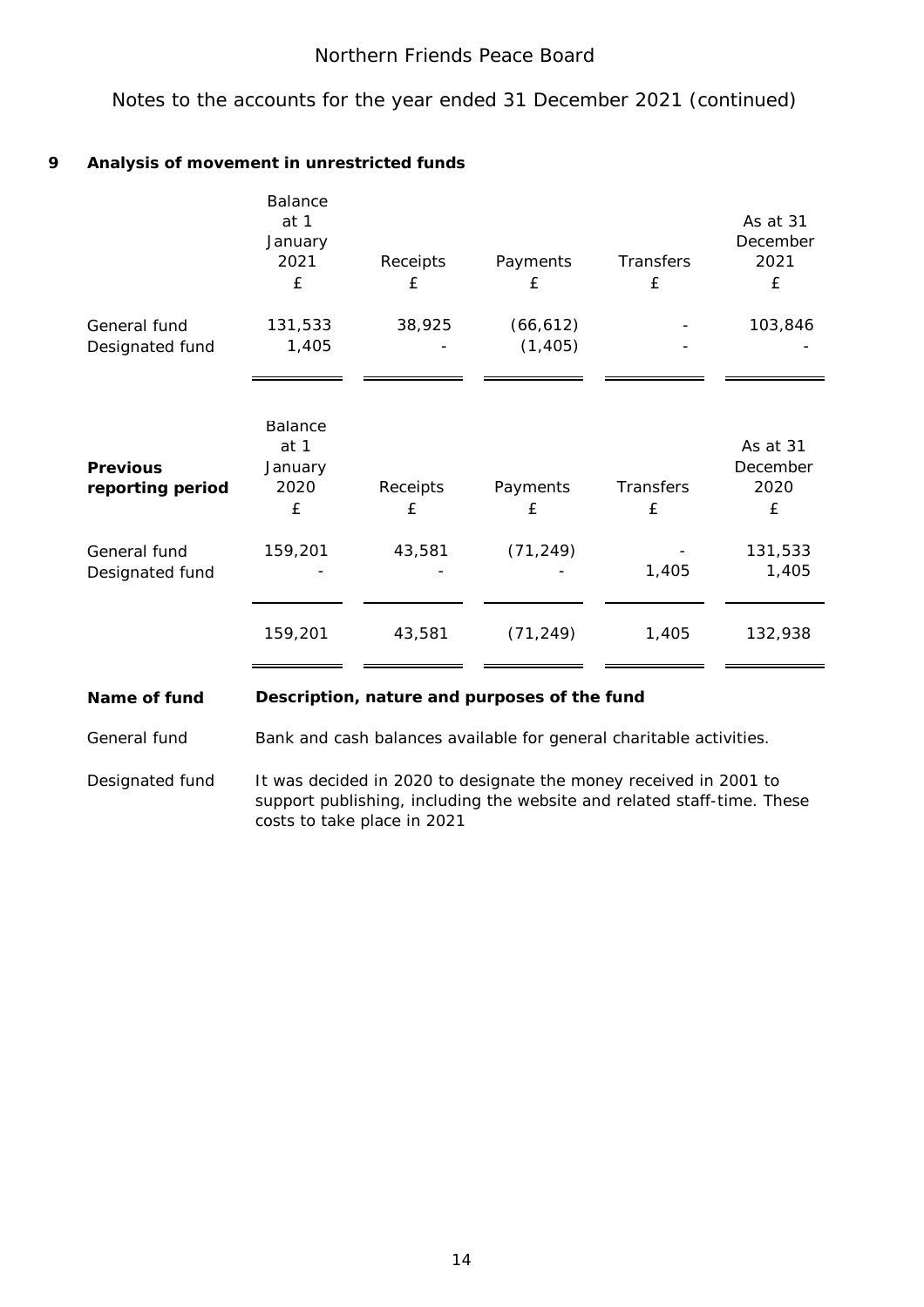## Notes to the accounts for the year ended 31 December 2021 (continued)

### 9 Analysis of movement in unrestricted funds

| | Balance at 1 January 2021 £ | Receipts £ | Payments £ | Transfers £ | As at 31 December 2021 £ |
|---|---|---|---|---|---|
| General fund | 131,533 | 38,925 | (66,612) | - | 103,846 |
| Designated fund | 1,405 | - | (1,405) | - | - |

| **Previous reporting period** | Balance at 1 January 2020 £ | Receipts £ | Payments £ | Transfers £ | As at 31 December 2020 £ |
|---|---|---|---|---|---|
| General fund | 159,201 | 43,581 | (71,249) | - | 131,533 |
| Designated fund | - | - | - | 1,405 | 1,405 |
| | 159,201 | 43,581 | (71,249) | 1,405 | 132,938 |

| **Name of fund** | **Description, nature and purposes of the fund** |
|---|---|
| General fund | Bank and cash balances available for general charitable activities. |
| Designated fund | It was decided in 2020 to designate the money received in 2001 to support publishing, including the website and related staff-time. These costs to take place in 2021 |